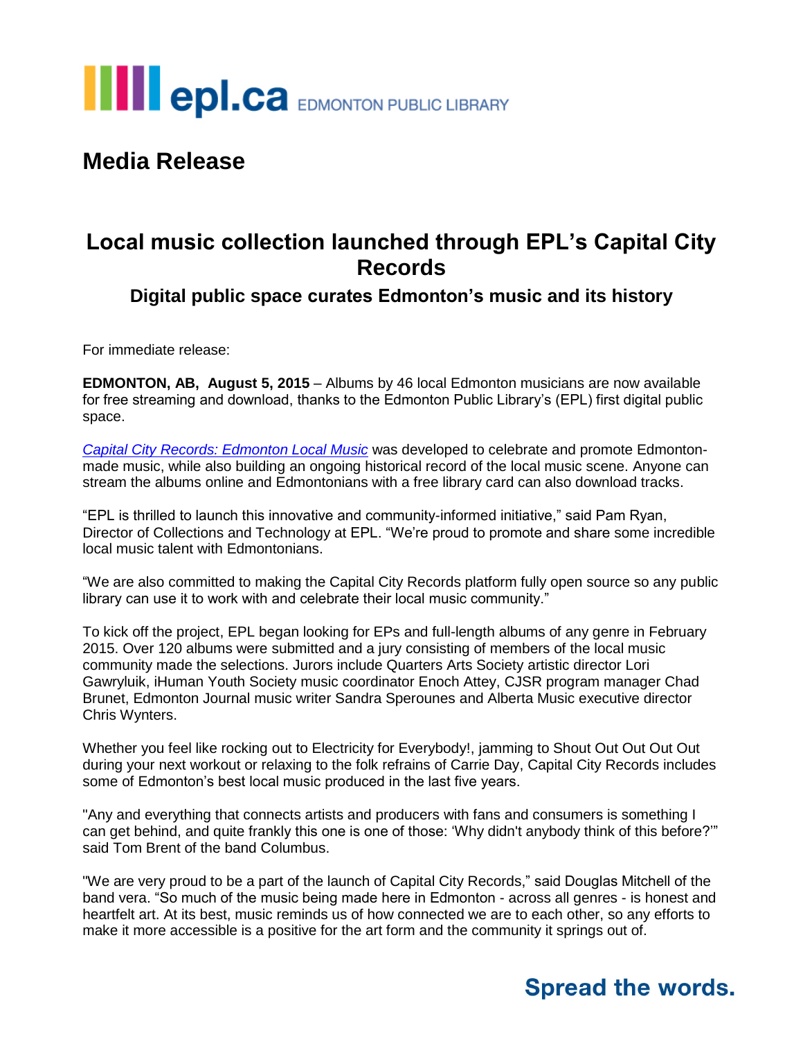epl.ca EDMONTON PUBLIC LIBRARY

# Media Release

## Local music collection launched through EPL's Capital City Records

### Digital public space curates Edmonton's music and its history

For immediate release:

**EDMONTON, AB, August 5, 2015** – Albums by 46 local Edmonton musicians are now available for free streaming and download, thanks to the Edmonton Public Library's (EPL) first digital public space.

*Capital City Records: Edmonton Local Music* was developed to celebrate and promote Edmonton-made music, while also building an ongoing historical record of the local music scene. Anyone can stream the albums online and Edmontonians with a free library card can also download tracks.

"EPL is thrilled to launch this innovative and community-informed initiative," said Pam Ryan, Director of Collections and Technology at EPL. "We're proud to promote and share some incredible local music talent with Edmontonians.

"We are also committed to making the Capital City Records platform fully open source so any public library can use it to work with and celebrate their local music community."

To kick off the project, EPL began looking for EPs and full-length albums of any genre in February 2015. Over 120 albums were submitted and a jury consisting of members of the local music community made the selections. Jurors include Quarters Arts Society artistic director Lori Gawryluik, iHuman Youth Society music coordinator Enoch Attey, CJSR program manager Chad Brunet, Edmonton Journal music writer Sandra Sperounes and Alberta Music executive director Chris Wynters.

Whether you feel like rocking out to Electricity for Everybody!, jamming to Shout Out Out Out Out during your next workout or relaxing to the folk refrains of Carrie Day, Capital City Records includes some of Edmonton's best local music produced in the last five years.

"Any and everything that connects artists and producers with fans and consumers is something I can get behind, and quite frankly this one is one of those: 'Why didn't anybody think of this before?'" said Tom Brent of the band Columbus.

"We are very proud to be a part of the launch of Capital City Records," said Douglas Mitchell of the band vera. "So much of the music being made here in Edmonton - across all genres - is honest and heartfelt art. At its best, music reminds us of how connected we are to each other, so any efforts to make it more accessible is a positive for the art form and the community it springs out of.

**Spread the words.**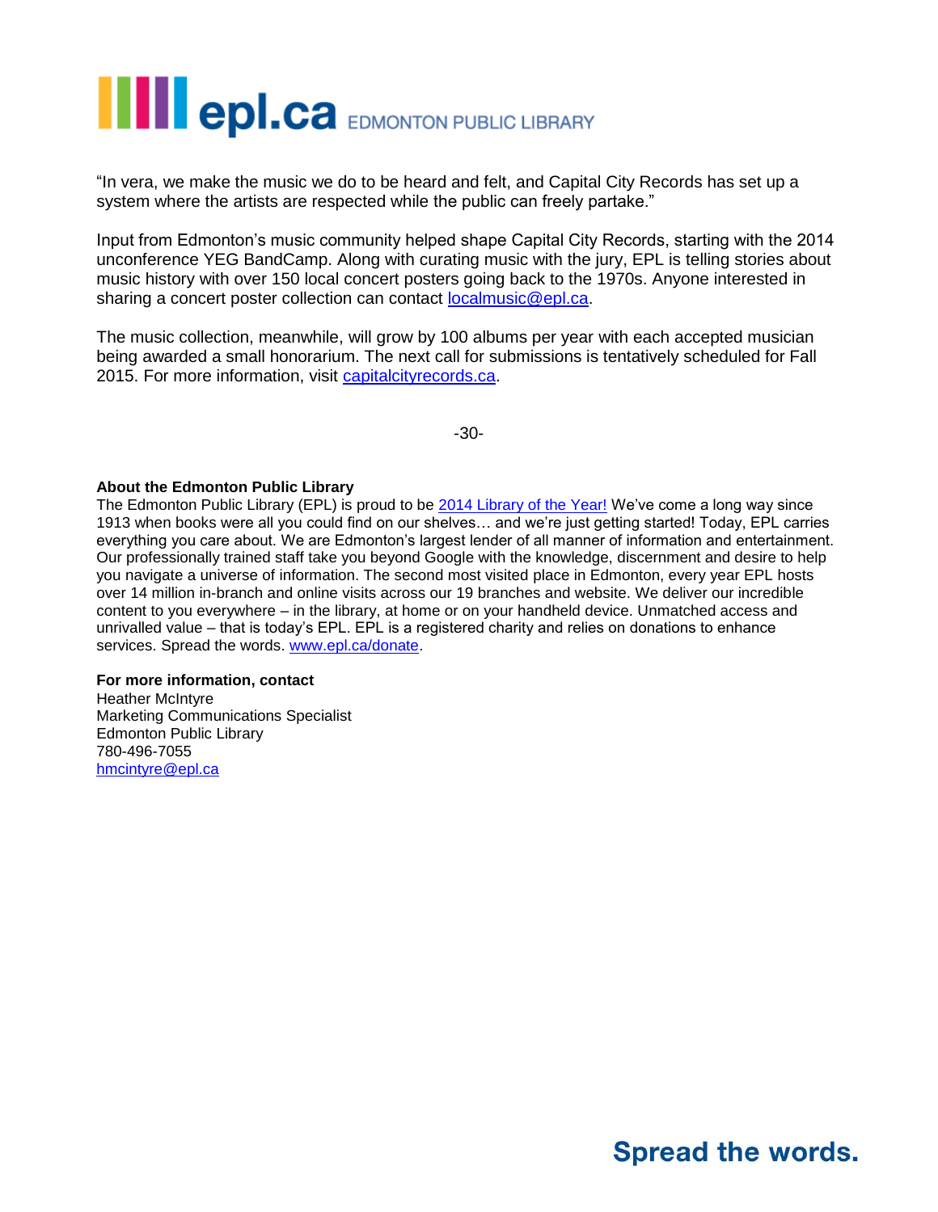"In vera, we make the music we do to be heard and felt, and Capital City Records has set up a system where the artists are respected while the public can freely partake."

Input from Edmonton's music community helped shape Capital City Records, starting with the 2014 unconference YEG BandCamp. Along with curating music with the jury, EPL is telling stories about music history with over 150 local concert posters going back to the 1970s. Anyone interested in sharing a concert poster collection can contact localmusic@epl.ca.

The music collection, meanwhile, will grow by 100 albums per year with each accepted musician being awarded a small honorarium. The next call for submissions is tentatively scheduled for Fall 2015. For more information, visit capitalcityrecords.ca.

-30-

**About the Edmonton Public Library**

The Edmonton Public Library (EPL) is proud to be 2014 Library of the Year! We've come a long way since 1913 when books were all you could find on our shelves… and we're just getting started! Today, EPL carries everything you care about. We are Edmonton's largest lender of all manner of information and entertainment. Our professionally trained staff take you beyond Google with the knowledge, discernment and desire to help you navigate a universe of information. The second most visited place in Edmonton, every year EPL hosts over 14 million in-branch and online visits across our 19 branches and website. We deliver our incredible content to you everywhere – in the library, at home or on your handheld device. Unmatched access and unrivalled value – that is today's EPL. EPL is a registered charity and relies on donations to enhance services. Spread the words. www.epl.ca/donate.

**For more information, contact**

Heather McIntyre
Marketing Communications Specialist
Edmonton Public Library
780-496-7055
hmcintyre@epl.ca

**Spread the words.**